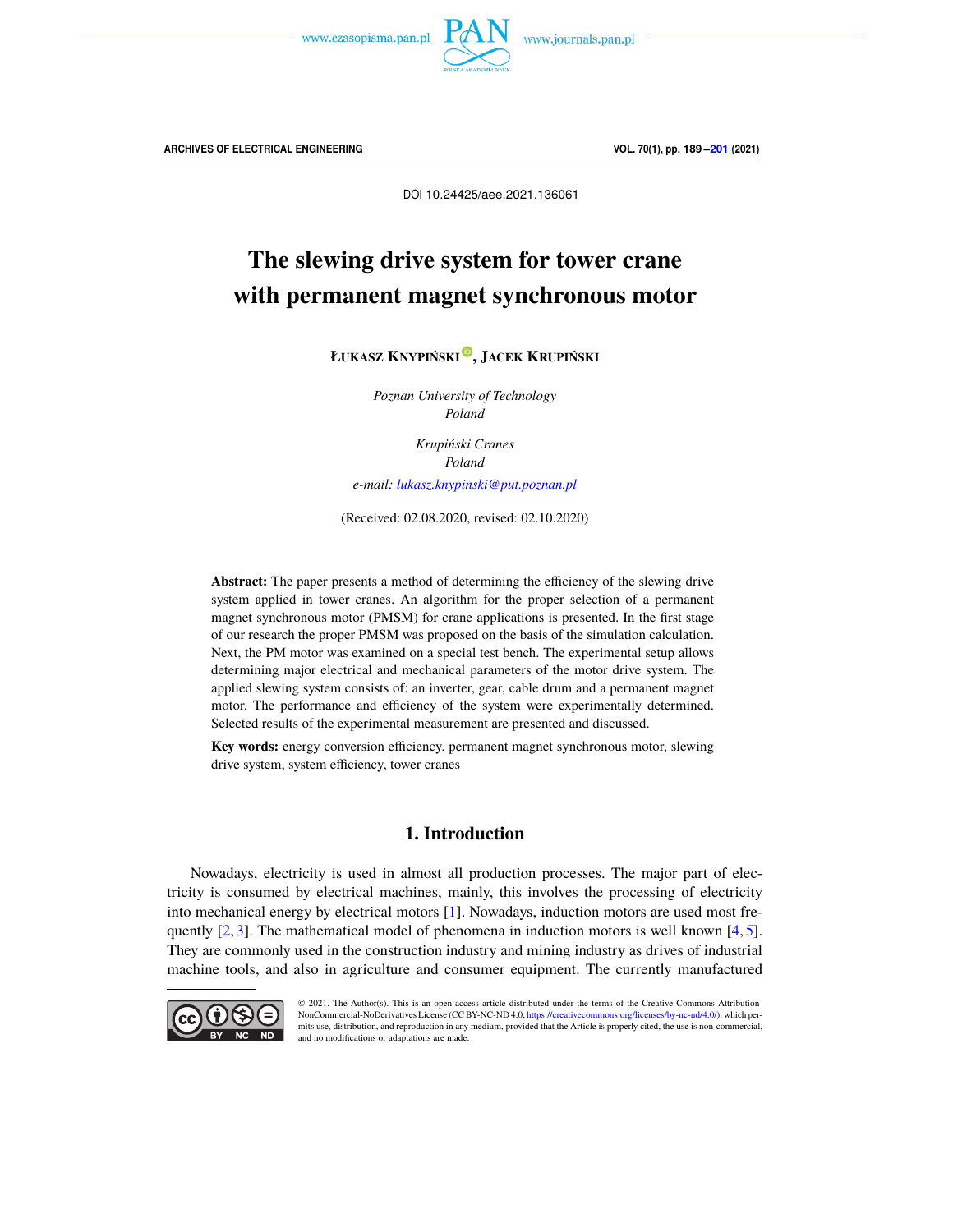DOI 10.24425/aee.2021.136061

# The slewing drive system for tower crane with permanent magnet synchronous motor

**Łukasz Knypiński, Jacek Krupiński**

*Poznan University of Technology*
*Poland*

*Krupiński Cranes*
*Poland*

*e-mail: lukasz.knypinski@put.poznan.pl*

(Received: 02.08.2020, revised: 02.10.2020)

**Abstract:** The paper presents a method of determining the efficiency of the slewing drive system applied in tower cranes. An algorithm for the proper selection of a permanent magnet synchronous motor (PMSM) for crane applications is presented. In the first stage of our research the proper PMSM was proposed on the basis of the simulation calculation. Next, the PM motor was examined on a special test bench. The experimental setup allows determining major electrical and mechanical parameters of the motor drive system. The applied slewing system consists of: an inverter, gear, cable drum and a permanent magnet motor. The performance and efficiency of the system were experimentally determined. Selected results of the experimental measurement are presented and discussed.

**Key words:** energy conversion efficiency, permanent magnet synchronous motor, slewing drive system, system efficiency, tower cranes

## 1. Introduction

Nowadays, electricity is used in almost all production processes. The major part of electricity is consumed by electrical machines, mainly, this involves the processing of electricity into mechanical energy by electrical motors [1]. Nowadays, induction motors are used most frequently [2, 3]. The mathematical model of phenomena in induction motors is well known [4, 5]. They are commonly used in the construction industry and mining industry as drives of industrial machine tools, and also in agriculture and consumer equipment. The currently manufactured

© 2021. The Author(s). This is an open-access article distributed under the terms of the Creative Commons Attribution-NonCommercial-NoDerivatives License (CC BY-NC-ND 4.0, https://creativecommons.org/licenses/by-nc-nd/4.0/), which permits use, distribution, and reproduction in any medium, provided that the Article is properly cited, the use is non-commercial, and no modifications or adaptations are made.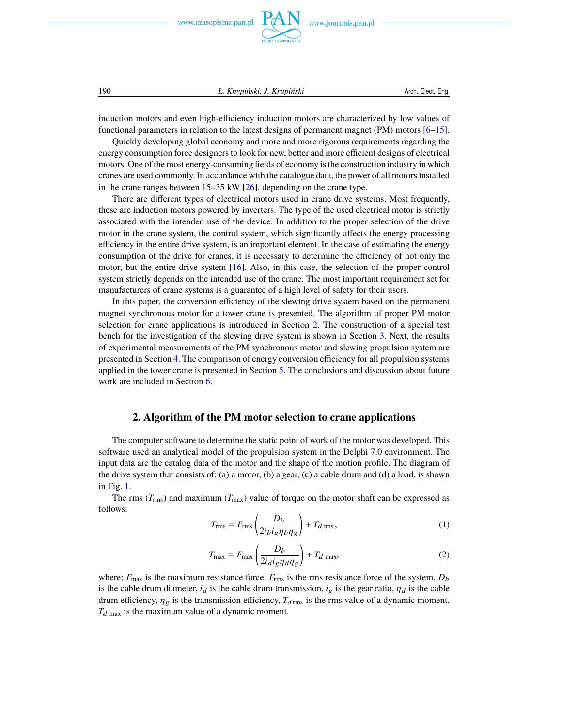induction motors and even high-efficiency induction motors are characterized by low values of functional parameters in relation to the latest designs of permanent magnet (PM) motors [6–15].

Quickly developing global economy and more and more rigorous requirements regarding the energy consumption force designers to look for new, better and more efficient designs of electrical motors. One of the most energy-consuming fields of economy is the construction industry in which cranes are used commonly. In accordance with the catalogue data, the power of all motors installed in the crane ranges between 15–35 kW [26], depending on the crane type.

There are different types of electrical motors used in crane drive systems. Most frequently, these are induction motors powered by inverters. The type of the used electrical motor is strictly associated with the intended use of the device. In addition to the proper selection of the drive motor in the crane system, the control system, which significantly affects the energy processing efficiency in the entire drive system, is an important element. In the case of estimating the energy consumption of the drive for cranes, it is necessary to determine the efficiency of not only the motor, but the entire drive system [16]. Also, in this case, the selection of the proper control system strictly depends on the intended use of the crane. The most important requirement set for manufacturers of crane systems is a guarantee of a high level of safety for their users.

In this paper, the conversion efficiency of the slewing drive system based on the permanent magnet synchronous motor for a tower crane is presented. The algorithm of proper PM motor selection for crane applications is introduced in Section 2. The construction of a special test bench for the investigation of the slewing drive system is shown in Section 3. Next, the results of experimental measurements of the PM synchronous motor and slewing propulsion system are presented in Section 4. The comparison of energy conversion efficiency for all propulsion systems applied in the tower crane is presented in Section 5. The conclusions and discussion about future work are included in Section 6.

## 2. Algorithm of the PM motor selection to crane applications

The computer software to determine the static point of work of the motor was developed. This software used an analytical model of the propulsion system in the Delphi 7.0 environment. The input data are the catalog data of the motor and the shape of the motion profile. The diagram of the drive system that consists of: (a) a motor, (b) a gear, (c) a cable drum and (d) a load, is shown in Fig. 1.

The rms ($T_{\text{rms}}$) and maximum ($T_{\max}$) value of torque on the motor shaft can be expressed as follows:

$$T_{\text{rms}} = F_{\text{rms}} \left( \frac{D_b}{2 i_b i_g \eta_b \eta_g} \right) + T_{d\,\text{rms}}, \tag{1}$$

$$T_{\max} = F_{\max} \left( \frac{D_b}{2 i_d i_g \eta_d \eta_g} \right) + T_{d\,\max}, \tag{2}$$

where: $F_{\max}$ is the maximum resistance force, $F_{\text{rms}}$ is the rms resistance force of the system, $D_b$ is the cable drum diameter, $i_d$ is the cable drum transmission, $i_g$ is the gear ratio, $\eta_d$ is the cable drum efficiency, $\eta_g$ is the transmission efficiency, $T_{d\,\text{rms}}$ is the rms value of a dynamic moment, $T_{d\,\max}$ is the maximum value of a dynamic moment.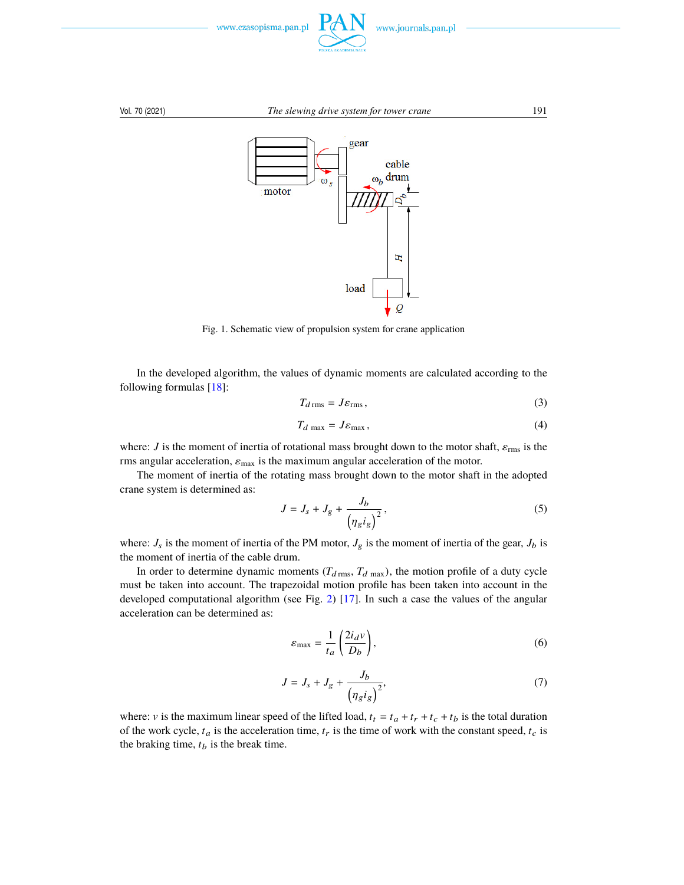Fig. 1. Schematic view of propulsion system for crane application

In the developed algorithm, the values of dynamic moments are calculated according to the following formulas [18]:

$$T_{d\,\mathrm{rms}} = J\varepsilon_{\mathrm{rms}}, \tag{3}$$

$$T_{d\ \mathrm{max}} = J\varepsilon_{\mathrm{max}}, \tag{4}$$

where: $J$ is the moment of inertia of rotational mass brought down to the motor shaft, $\varepsilon_{\mathrm{rms}}$ is the rms angular acceleration, $\varepsilon_{\mathrm{max}}$ is the maximum angular acceleration of the motor.

The moment of inertia of the rotating mass brought down to the motor shaft in the adopted crane system is determined as:

$$J = J_s + J_g + \frac{J_b}{\left(\eta_g i_g\right)^2}, \tag{5}$$

where: $J_s$ is the moment of inertia of the PM motor, $J_g$ is the moment of inertia of the gear, $J_b$ is the moment of inertia of the cable drum.

In order to determine dynamic moments ($T_{d\,\mathrm{rms}}$, $T_{d\ \mathrm{max}}$), the motion profile of a duty cycle must be taken into account. The trapezoidal motion profile has been taken into account in the developed computational algorithm (see Fig. 2) [17]. In such a case the values of the angular acceleration can be determined as:

$$\varepsilon_{\mathrm{max}} = \frac{1}{t_a}\left(\frac{2 i_d v}{D_b}\right), \tag{6}$$

$$J = J_s + J_g + \frac{J_b}{\left(\eta_g i_g\right)^2}, \tag{7}$$

where: $v$ is the maximum linear speed of the lifted load, $t_t = t_a + t_r + t_c + t_b$ is the total duration of the work cycle, $t_a$ is the acceleration time, $t_r$ is the time of work with the constant speed, $t_c$ is the braking time, $t_b$ is the break time.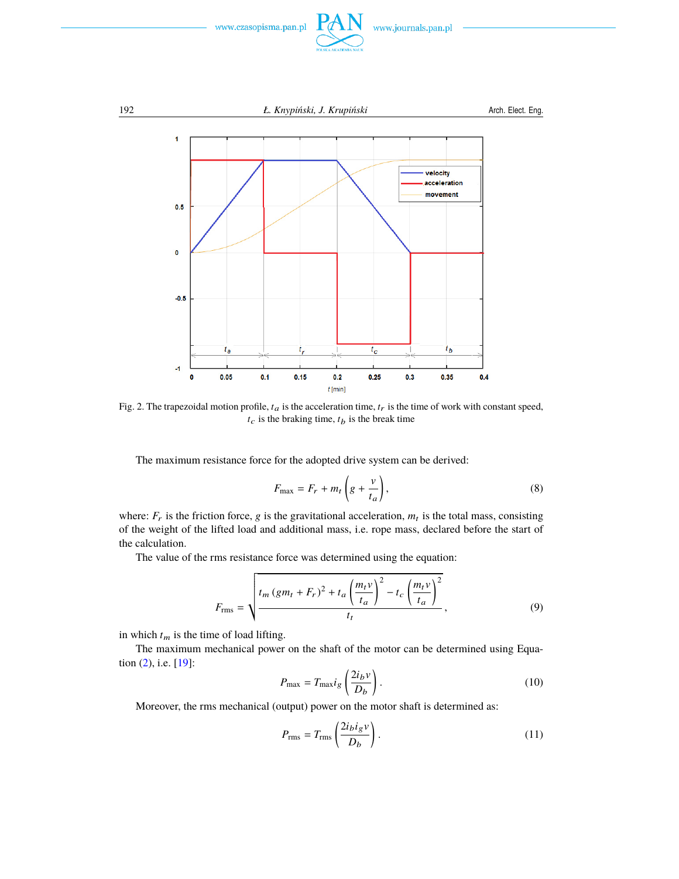Fig. 2. The trapezoidal motion profile, $t_a$ is the acceleration time, $t_r$ is the time of work with constant speed, $t_c$ is the braking time, $t_b$ is the break time

The maximum resistance force for the adopted drive system can be derived:

$$F_{\max} = F_r + m_t \left( g + \frac{v}{t_a} \right), \tag{8}$$

where: $F_r$ is the friction force, $g$ is the gravitational acceleration, $m_t$ is the total mass, consisting of the weight of the lifted load and additional mass, i.e. rope mass, declared before the start of the calculation.

The value of the rms resistance force was determined using the equation:

$$F_{\text{rms}} = \sqrt{\frac{t_m \left( g m_t + F_r \right)^2 + t_a \left( \frac{m_t v}{t_a} \right)^2 - t_c \left( \frac{m_t v}{t_a} \right)^2}{t_t}}, \tag{9}$$

in which $t_m$ is the time of load lifting.

The maximum mechanical power on the shaft of the motor can be determined using Equation (2), i.e. [19]:

$$P_{\max} = T_{\max} i_g \left( \frac{2 i_b v}{D_b} \right). \tag{10}$$

Moreover, the rms mechanical (output) power on the motor shaft is determined as:

$$P_{\text{rms}} = T_{\text{rms}} \left( \frac{2 i_b i_g v}{D_b} \right). \tag{11}$$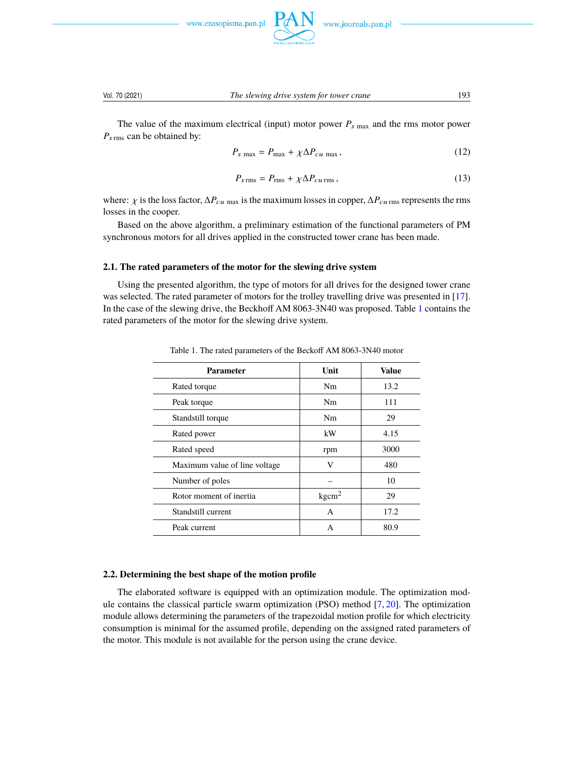The value of the maximum electrical (input) motor power $P_{s\,\max}$ and the rms motor power $P_{s\,\mathrm{rms}}$ can be obtained by:

$$P_{s\,\max} = P_{\max} + \chi \Delta P_{cu\,\max}, \tag{12}$$

$$P_{s\,\mathrm{rms}} = P_{\mathrm{rms}} + \chi \Delta P_{cu\,\mathrm{rms}}, \tag{13}$$

where: $\chi$ is the loss factor, $\Delta P_{cu\,\max}$ is the maximum losses in copper, $\Delta P_{cu\,\mathrm{rms}}$ represents the rms losses in the cooper.

Based on the above algorithm, a preliminary estimation of the functional parameters of PM synchronous motors for all drives applied in the constructed tower crane has been made.

### 2.1. The rated parameters of the motor for the slewing drive system

Using the presented algorithm, the type of motors for all drives for the designed tower crane was selected. The rated parameter of motors for the trolley travelling drive was presented in [17]. In the case of the slewing drive, the Beckhoff AM 8063-3N40 was proposed. Table 1 contains the rated parameters of the motor for the slewing drive system.

Table 1. The rated parameters of the Beckoff AM 8063-3N40 motor

| Parameter | Unit | Value |
|---|---|---|
| Rated torque | Nm | 13.2 |
| Peak torque | Nm | 111 |
| Standstill torque | Nm | 29 |
| Rated power | kW | 4.15 |
| Rated speed | rpm | 3000 |
| Maximum value of line voltage | V | 480 |
| Number of poles | – | 10 |
| Rotor moment of inertia | $\mathrm{kgcm}^2$ | 29 |
| Standstill current | A | 17.2 |
| Peak current | A | 80.9 |

### 2.2. Determining the best shape of the motion profile

The elaborated software is equipped with an optimization module. The optimization module contains the classical particle swarm optimization (PSO) method [7, 20]. The optimization module allows determining the parameters of the trapezoidal motion profile for which electricity consumption is minimal for the assumed profile, depending on the assigned rated parameters of the motor. This module is not available for the person using the crane device.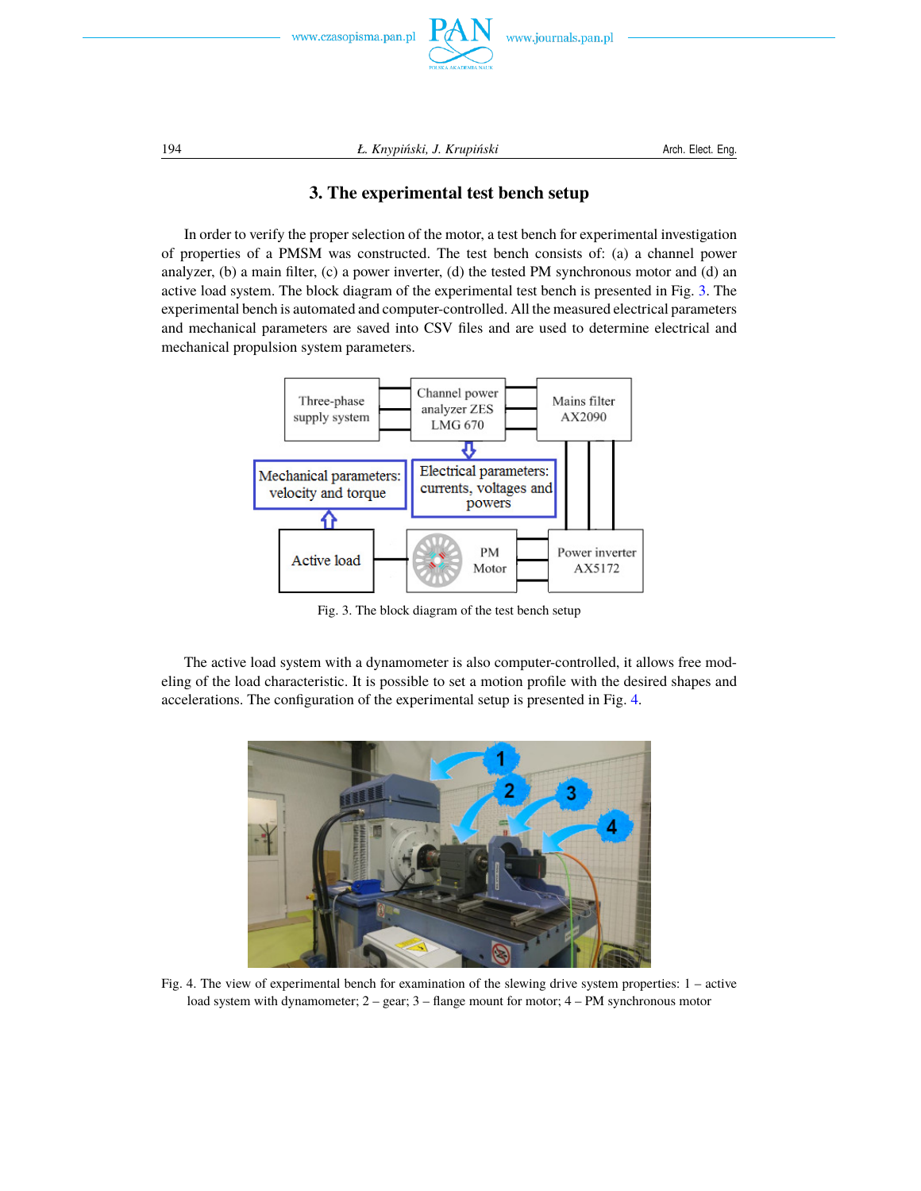## 3. The experimental test bench setup

In order to verify the proper selection of the motor, a test bench for experimental investigation of properties of a PMSM was constructed. The test bench consists of: (a) a channel power analyzer, (b) a main filter, (c) a power inverter, (d) the tested PM synchronous motor and (d) an active load system. The block diagram of the experimental test bench is presented in Fig. 3. The experimental bench is automated and computer-controlled. All the measured electrical parameters and mechanical parameters are saved into CSV files and are used to determine electrical and mechanical propulsion system parameters.

Fig. 3. The block diagram of the test bench setup

The active load system with a dynamometer is also computer-controlled, it allows free modeling of the load characteristic. It is possible to set a motion profile with the desired shapes and accelerations. The configuration of the experimental setup is presented in Fig. 4.

Fig. 4. The view of experimental bench for examination of the slewing drive system properties: 1 – active load system with dynamometer; 2 – gear; 3 – flange mount for motor; 4 – PM synchronous motor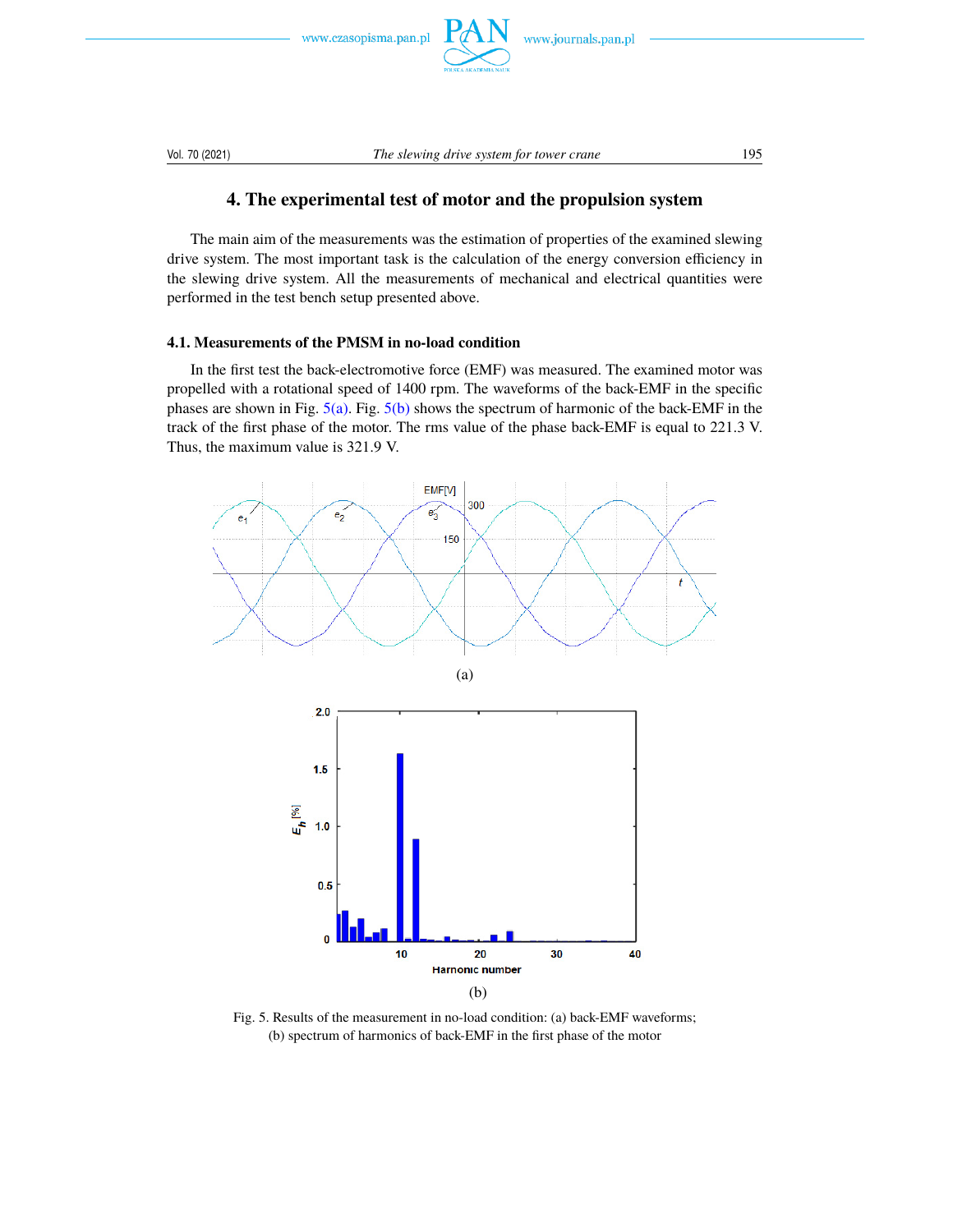## 4. The experimental test of motor and the propulsion system

The main aim of the measurements was the estimation of properties of the examined slewing drive system. The most important task is the calculation of the energy conversion efficiency in the slewing drive system. All the measurements of mechanical and electrical quantities were performed in the test bench setup presented above.

### 4.1. Measurements of the PMSM in no-load condition

In the first test the back-electromotive force (EMF) was measured. The examined motor was propelled with a rotational speed of 1400 rpm. The waveforms of the back-EMF in the specific phases are shown in Fig. 5(a). Fig. 5(b) shows the spectrum of harmonic of the back-EMF in the track of the first phase of the motor. The rms value of the phase back-EMF is equal to 221.3 V. Thus, the maximum value is 321.9 V.

(a)

(b)

Fig. 5. Results of the measurement in no-load condition: (a) back-EMF waveforms; (b) spectrum of harmonics of back-EMF in the first phase of the motor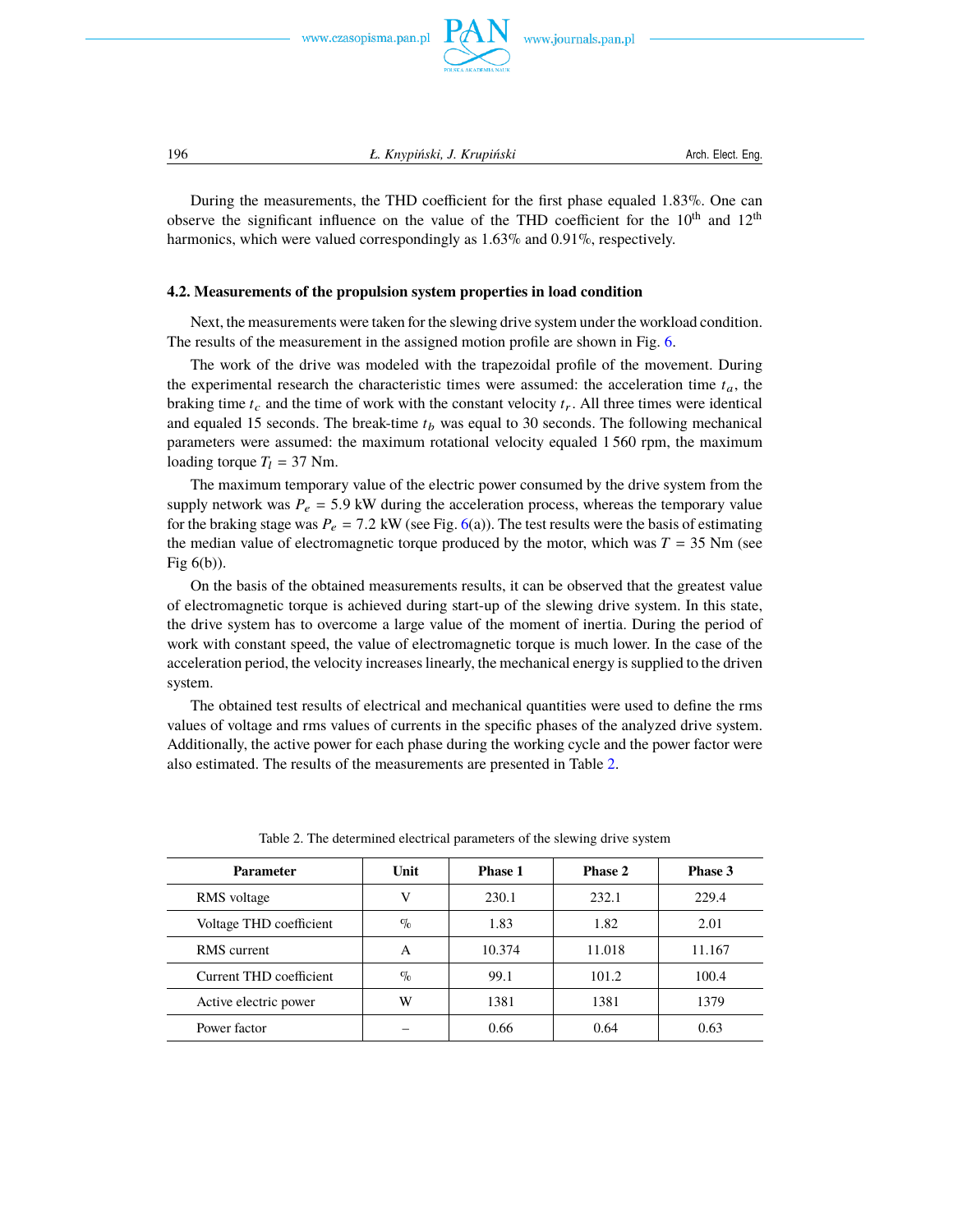During the measurements, the THD coefficient for the first phase equaled 1.83%. One can observe the significant influence on the value of the THD coefficient for the 10$^{th}$ and 12$^{th}$ harmonics, which were valued correspondingly as 1.63% and 0.91%, respectively.

### 4.2. Measurements of the propulsion system properties in load condition

Next, the measurements were taken for the slewing drive system under the workload condition. The results of the measurement in the assigned motion profile are shown in Fig. 6.

The work of the drive was modeled with the trapezoidal profile of the movement. During the experimental research the characteristic times were assumed: the acceleration time $t_a$, the braking time $t_c$ and the time of work with the constant velocity $t_r$. All three times were identical and equaled 15 seconds. The break-time $t_b$ was equal to 30 seconds. The following mechanical parameters were assumed: the maximum rotational velocity equaled 1 560 rpm, the maximum loading torque $T_l$ = 37 Nm.

The maximum temporary value of the electric power consumed by the drive system from the supply network was $P_e$ = 5.9 kW during the acceleration process, whereas the temporary value for the braking stage was $P_e$ = 7.2 kW (see Fig. 6(a)). The test results were the basis of estimating the median value of electromagnetic torque produced by the motor, which was $T$ = 35 Nm (see Fig 6(b)).

On the basis of the obtained measurements results, it can be observed that the greatest value of electromagnetic torque is achieved during start-up of the slewing drive system. In this state, the drive system has to overcome a large value of the moment of inertia. During the period of work with constant speed, the value of electromagnetic torque is much lower. In the case of the acceleration period, the velocity increases linearly, the mechanical energy is supplied to the driven system.

The obtained test results of electrical and mechanical quantities were used to define the rms values of voltage and rms values of currents in the specific phases of the analyzed drive system. Additionally, the active power for each phase during the working cycle and the power factor were also estimated. The results of the measurements are presented in Table 2.

Table 2. The determined electrical parameters of the slewing drive system

| Parameter | Unit | Phase 1 | Phase 2 | Phase 3 |
|---|---|---|---|---|
| RMS voltage | V | 230.1 | 232.1 | 229.4 |
| Voltage THD coefficient | % | 1.83 | 1.82 | 2.01 |
| RMS current | A | 10.374 | 11.018 | 11.167 |
| Current THD coefficient | % | 99.1 | 101.2 | 100.4 |
| Active electric power | W | 1381 | 1381 | 1379 |
| Power factor | – | 0.66 | 0.64 | 0.63 |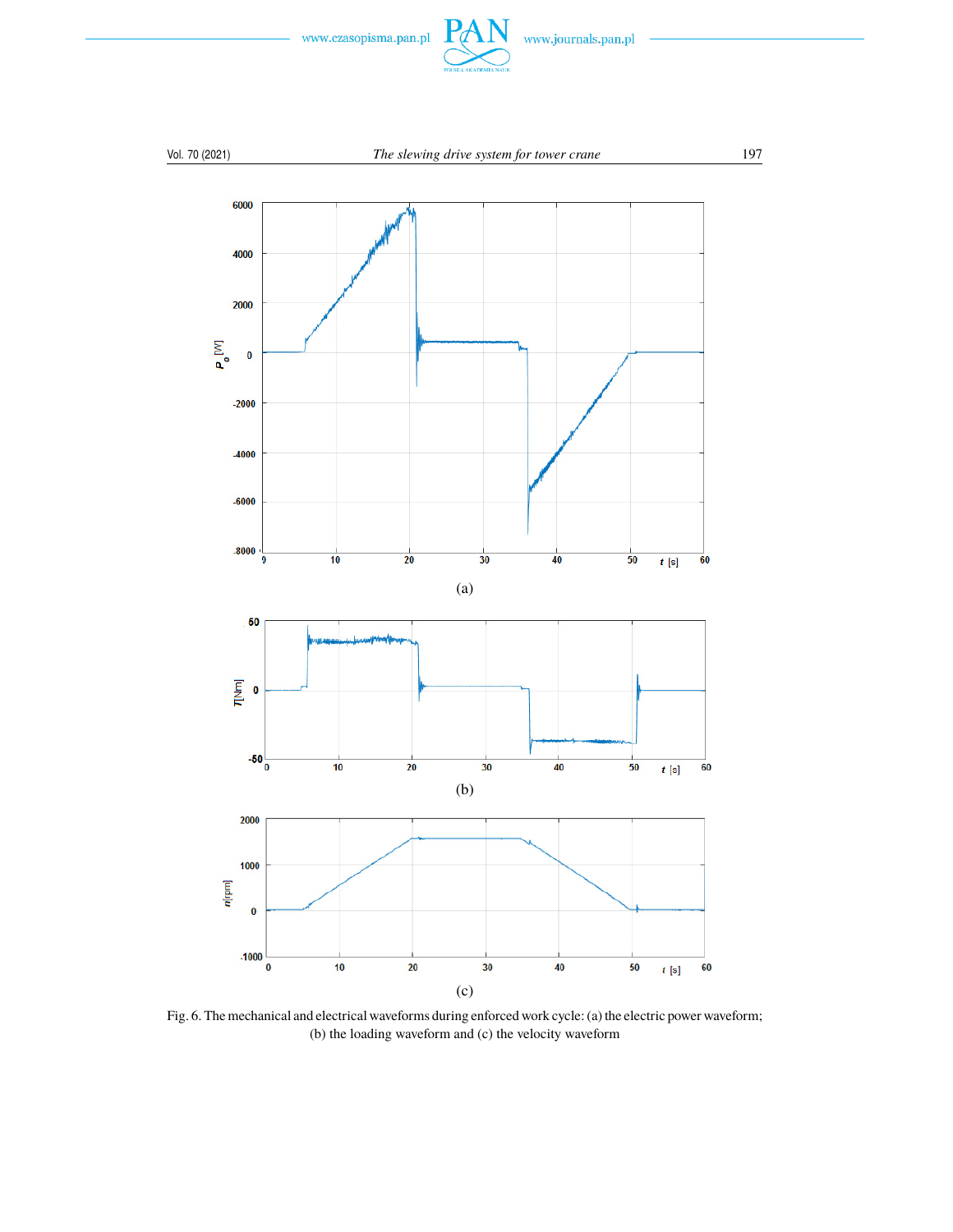(a)

(b)

(c)

Fig. 6. The mechanical and electrical waveforms during enforced work cycle: (a) the electric power waveform; (b) the loading waveform and (c) the velocity waveform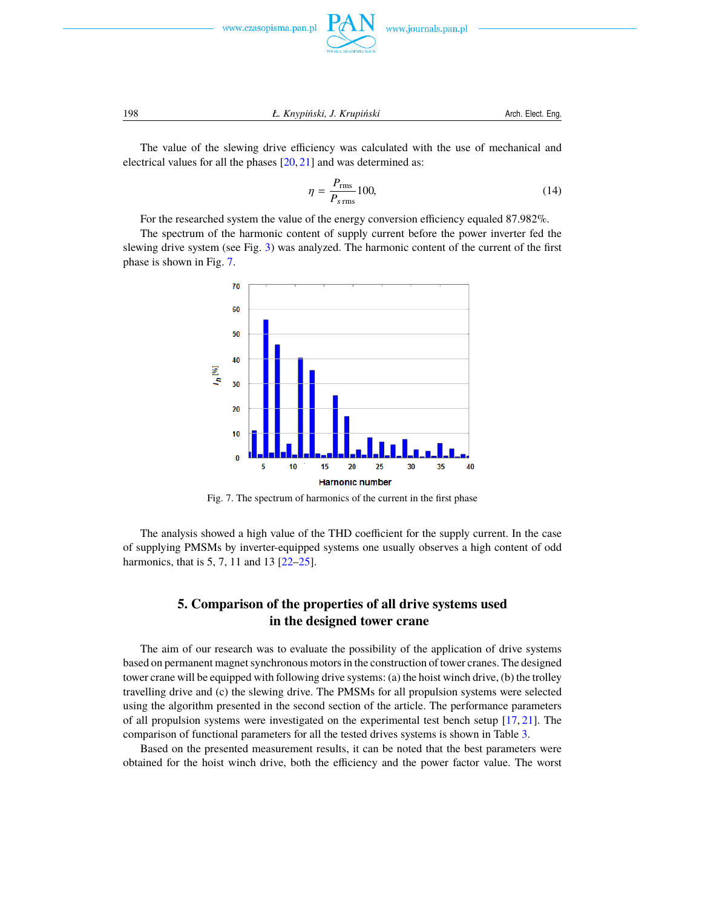The value of the slewing drive efficiency was calculated with the use of mechanical and electrical values for all the phases [20, 21] and was determined as:

$$\eta = \frac{P_{\text{rms}}}{P_{s\,\text{rms}}} 100, \tag{14}$$

For the researched system the value of the energy conversion efficiency equaled 87.982%.

The spectrum of the harmonic content of supply current before the power inverter fed the slewing drive system (see Fig. 3) was analyzed. The harmonic content of the current of the first phase is shown in Fig. 7.

Fig. 7. The spectrum of harmonics of the current in the first phase

The analysis showed a high value of the THD coefficient for the supply current. In the case of supplying PMSMs by inverter-equipped systems one usually observes a high content of odd harmonics, that is 5, 7, 11 and 13 [22–25].

## 5. Comparison of the properties of all drive systems used in the designed tower crane

The aim of our research was to evaluate the possibility of the application of drive systems based on permanent magnet synchronous motors in the construction of tower cranes. The designed tower crane will be equipped with following drive systems: (a) the hoist winch drive, (b) the trolley travelling drive and (c) the slewing drive. The PMSMs for all propulsion systems were selected using the algorithm presented in the second section of the article. The performance parameters of all propulsion systems were investigated on the experimental test bench setup [17, 21]. The comparison of functional parameters for all the tested drives systems is shown in Table 3.

Based on the presented measurement results, it can be noted that the best parameters were obtained for the hoist winch drive, both the efficiency and the power factor value. The worst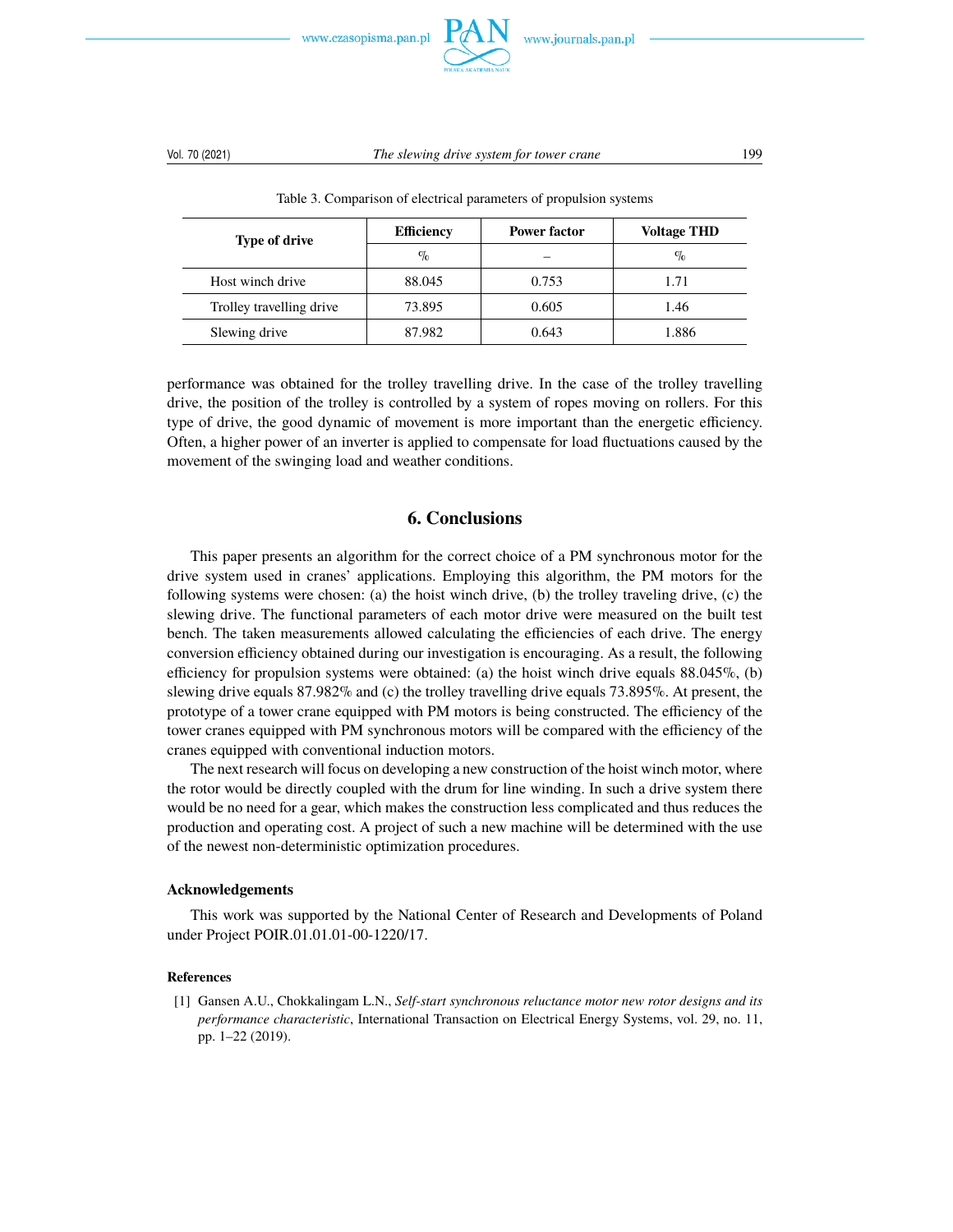Table 3. Comparison of electrical parameters of propulsion systems

| Type of drive | Efficiency | Power factor | Voltage THD |
|---|---|---|---|
| | % | – | % |
| Host winch drive | 88.045 | 0.753 | 1.71 |
| Trolley travelling drive | 73.895 | 0.605 | 1.46 |
| Slewing drive | 87.982 | 0.643 | 1.886 |

performance was obtained for the trolley travelling drive. In the case of the trolley travelling drive, the position of the trolley is controlled by a system of ropes moving on rollers. For this type of drive, the good dynamic of movement is more important than the energetic efficiency. Often, a higher power of an inverter is applied to compensate for load fluctuations caused by the movement of the swinging load and weather conditions.

## 6. Conclusions

This paper presents an algorithm for the correct choice of a PM synchronous motor for the drive system used in cranes' applications. Employing this algorithm, the PM motors for the following systems were chosen: (a) the hoist winch drive, (b) the trolley traveling drive, (c) the slewing drive. The functional parameters of each motor drive were measured on the built test bench. The taken measurements allowed calculating the efficiencies of each drive. The energy conversion efficiency obtained during our investigation is encouraging. As a result, the following efficiency for propulsion systems were obtained: (a) the hoist winch drive equals 88.045%, (b) slewing drive equals 87.982% and (c) the trolley travelling drive equals 73.895%. At present, the prototype of a tower crane equipped with PM motors is being constructed. The efficiency of the tower cranes equipped with PM synchronous motors will be compared with the efficiency of the cranes equipped with conventional induction motors.

The next research will focus on developing a new construction of the hoist winch motor, where the rotor would be directly coupled with the drum for line winding. In such a drive system there would be no need for a gear, which makes the construction less complicated and thus reduces the production and operating cost. A project of such a new machine will be determined with the use of the newest non-deterministic optimization procedures.

### Acknowledgements

This work was supported by the National Center of Research and Developments of Poland under Project POIR.01.01.01-00-1220/17.

### References

[1] Gansen A.U., Chokkalingam L.N., *Self-start synchronous reluctance motor new rotor designs and its performance characteristic*, International Transaction on Electrical Energy Systems, vol. 29, no. 11, pp. 1–22 (2019).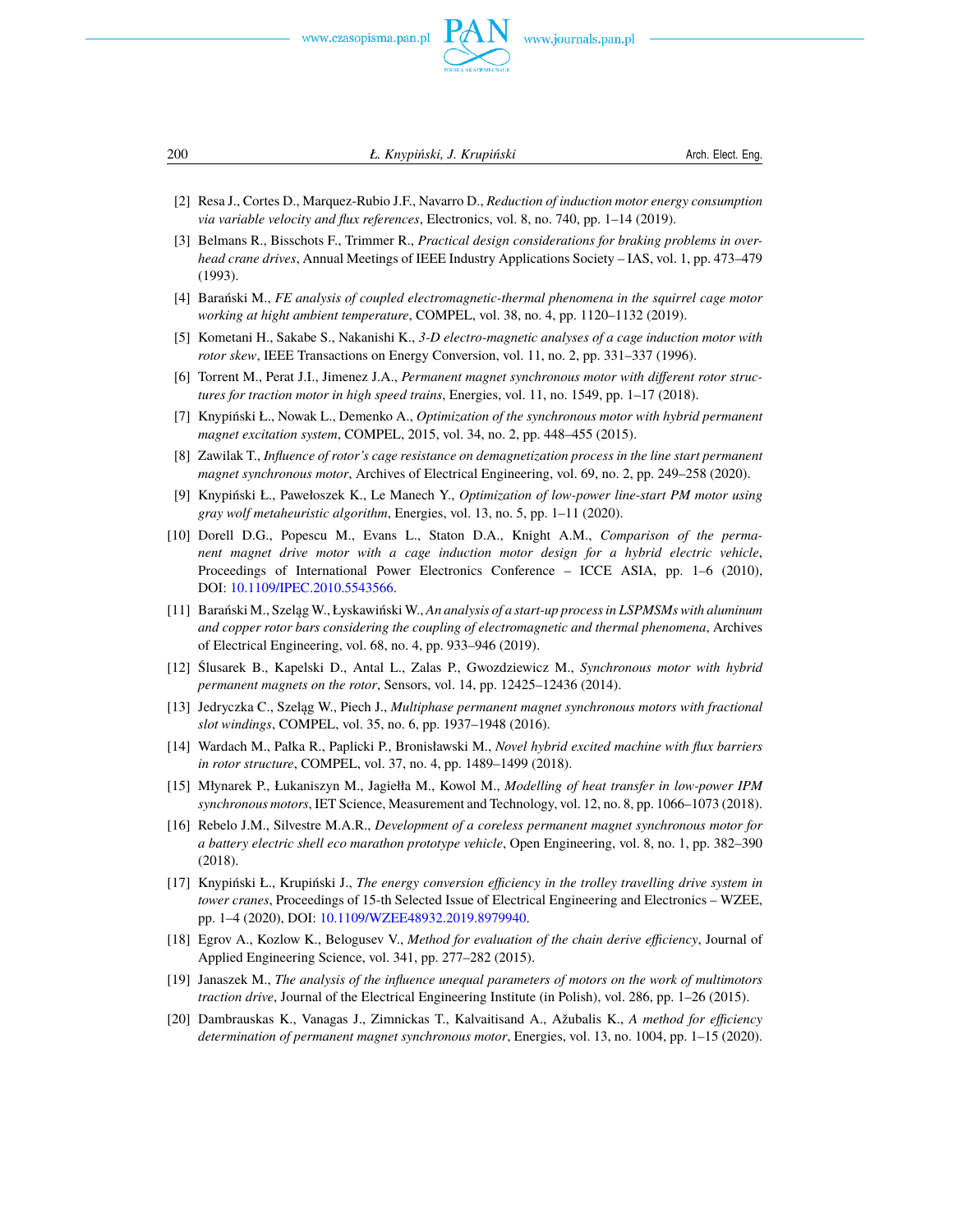[2] Resa J., Cortes D., Marquez-Rubio J.F., Navarro D., *Reduction of induction motor energy consumption via variable velocity and flux references*, Electronics, vol. 8, no. 740, pp. 1–14 (2019).

[3] Belmans R., Bisschots F., Trimmer R., *Practical design considerations for braking problems in overhead crane drives*, Annual Meetings of IEEE Industry Applications Society – IAS, vol. 1, pp. 473–479 (1993).

[4] Barański M., *FE analysis of coupled electromagnetic-thermal phenomena in the squirrel cage motor working at hight ambient temperature*, COMPEL, vol. 38, no. 4, pp. 1120–1132 (2019).

[5] Kometani H., Sakabe S., Nakanishi K., *3-D electro-magnetic analyses of a cage induction motor with rotor skew*, IEEE Transactions on Energy Conversion, vol. 11, no. 2, pp. 331–337 (1996).

[6] Torrent M., Perat J.I., Jimenez J.A., *Permanent magnet synchronous motor with different rotor structures for traction motor in high speed trains*, Energies, vol. 11, no. 1549, pp. 1–17 (2018).

[7] Knypiński Ł., Nowak L., Demenko A., *Optimization of the synchronous motor with hybrid permanent magnet excitation system*, COMPEL, 2015, vol. 34, no. 2, pp. 448–455 (2015).

[8] Zawilak T., *Influence of rotor's cage resistance on demagnetization process in the line start permanent magnet synchronous motor*, Archives of Electrical Engineering, vol. 69, no. 2, pp. 249–258 (2020).

[9] Knypiński Ł., Pawełoszek K., Le Manech Y., *Optimization of low-power line-start PM motor using gray wolf metaheuristic algorithm*, Energies, vol. 13, no. 5, pp. 1–11 (2020).

[10] Dorell D.G., Popescu M., Evans L., Staton D.A., Knight A.M., *Comparison of the permanent magnet drive motor with a cage induction motor design for a hybrid electric vehicle*, Proceedings of International Power Electronics Conference – ICCE ASIA, pp. 1–6 (2010), DOI: 10.1109/IPEC.2010.5543566.

[11] Barański M., Szeląg W., Łyskawiński W., *An analysis of a start-up process in LSPMSMs with aluminum and copper rotor bars considering the coupling of electromagnetic and thermal phenomena*, Archives of Electrical Engineering, vol. 68, no. 4, pp. 933–946 (2019).

[12] Ślusarek B., Kapelski D., Antal L., Zalas P., Gwozdziewicz M., *Synchronous motor with hybrid permanent magnets on the rotor*, Sensors, vol. 14, pp. 12425–12436 (2014).

[13] Jedryczka C., Szeląg W., Piech J., *Multiphase permanent magnet synchronous motors with fractional slot windings*, COMPEL, vol. 35, no. 6, pp. 1937–1948 (2016).

[14] Wardach M., Pałka R., Paplicki P., Bronisławski M., *Novel hybrid excited machine with flux barriers in rotor structure*, COMPEL, vol. 37, no. 4, pp. 1489–1499 (2018).

[15] Młynarek P., Łukaniszyn M., Jagiełła M., Kowol M., *Modelling of heat transfer in low-power IPM synchronous motors*, IET Science, Measurement and Technology, vol. 12, no. 8, pp. 1066–1073 (2018).

[16] Rebelo J.M., Silvestre M.A.R., *Development of a coreless permanent magnet synchronous motor for a battery electric shell eco marathon prototype vehicle*, Open Engineering, vol. 8, no. 1, pp. 382–390 (2018).

[17] Knypiński Ł., Krupiński J., *The energy conversion efficiency in the trolley travelling drive system in tower cranes*, Proceedings of 15-th Selected Issue of Electrical Engineering and Electronics – WZEE, pp. 1–4 (2020), DOI: 10.1109/WZEE48932.2019.8979940.

[18] Egrov A., Kozlow K., Belogusev V., *Method for evaluation of the chain derive efficiency*, Journal of Applied Engineering Science, vol. 341, pp. 277–282 (2015).

[19] Janaszek M., *The analysis of the influence unequal parameters of motors on the work of multimotors traction drive*, Journal of the Electrical Engineering Institute (in Polish), vol. 286, pp. 1–26 (2015).

[20] Dambrauskas K., Vanagas J., Zimnickas T., Kalvaitisand A., Ažubalis K., *A method for efficiency determination of permanent magnet synchronous motor*, Energies, vol. 13, no. 1004, pp. 1–15 (2020).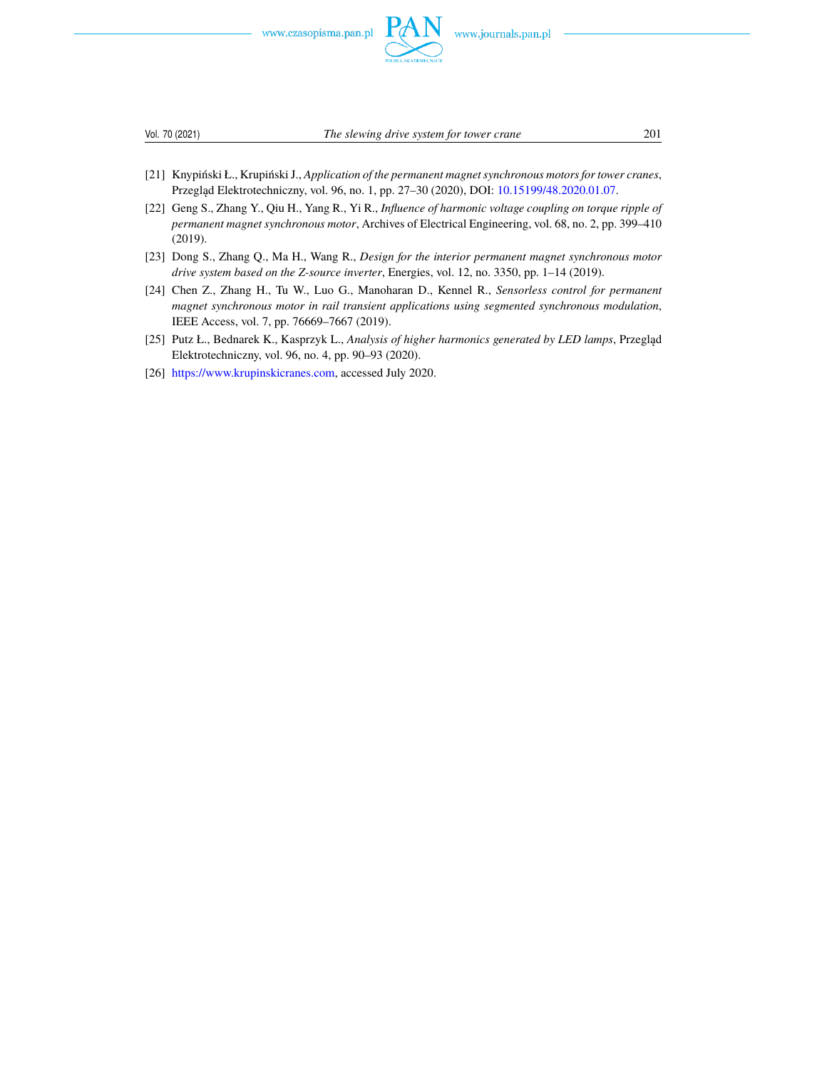[21] Knypiński Ł., Krupiński J., *Application of the permanent magnet synchronous motors for tower cranes*, Przegląd Elektrotechniczny, vol. 96, no. 1, pp. 27–30 (2020), DOI: 10.15199/48.2020.01.07.

[22] Geng S., Zhang Y., Qiu H., Yang R., Yi R., *Influence of harmonic voltage coupling on torque ripple of permanent magnet synchronous motor*, Archives of Electrical Engineering, vol. 68, no. 2, pp. 399–410 (2019).

[23] Dong S., Zhang Q., Ma H., Wang R., *Design for the interior permanent magnet synchronous motor drive system based on the Z-source inverter*, Energies, vol. 12, no. 3350, pp. 1–14 (2019).

[24] Chen Z., Zhang H., Tu W., Luo G., Manoharan D., Kennel R., *Sensorless control for permanent magnet synchronous motor in rail transient applications using segmented synchronous modulation*, IEEE Access, vol. 7, pp. 76669–7667 (2019).

[25] Putz Ł., Bednarek K., Kasprzyk L., *Analysis of higher harmonics generated by LED lamps*, Przegląd Elektrotechniczny, vol. 96, no. 4, pp. 90–93 (2020).

[26] https://www.krupinskicranes.com, accessed July 2020.